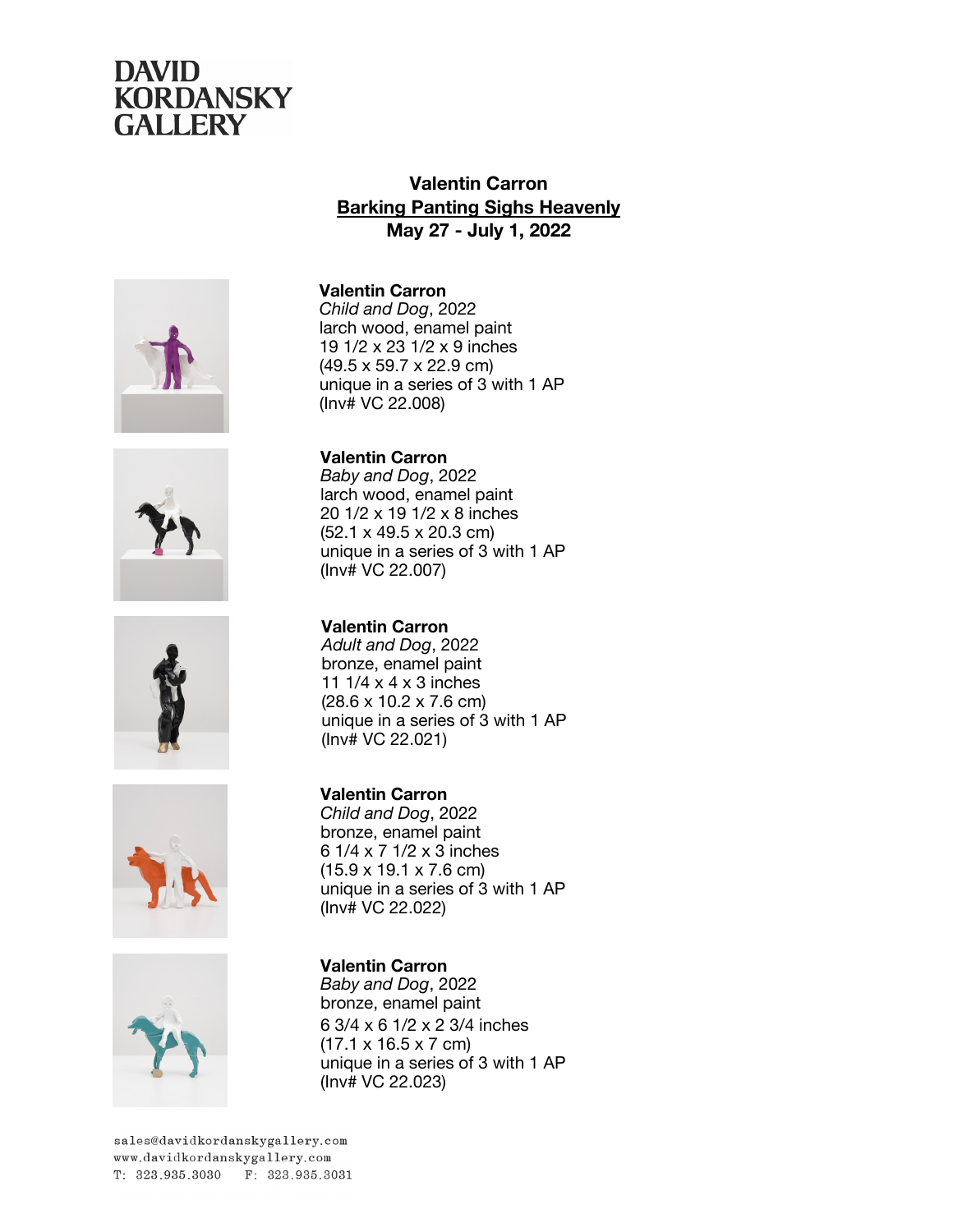DAVID
KORDANSKY
GALLERY

**Valentin Carron**
**Barking Panting Sighs Heavenly**
**May 27 - July 1, 2022**

**Valentin Carron**
*Child and Dog*, 2022
larch wood, enamel paint
19 1/2 x 23 1/2 x 9 inches
(49.5 x 59.7 x 22.9 cm)
unique in a series of 3 with 1 AP
(Inv# VC 22.008)

**Valentin Carron**
*Baby and Dog*, 2022
larch wood, enamel paint
20 1/2 x 19 1/2 x 8 inches
(52.1 x 49.5 x 20.3 cm)
unique in a series of 3 with 1 AP
(Inv# VC 22.007)

**Valentin Carron**
*Adult and Dog*, 2022
bronze, enamel paint
11 1/4 x 4 x 3 inches
(28.6 x 10.2 x 7.6 cm)
unique in a series of 3 with 1 AP
(Inv# VC 22.021)

**Valentin Carron**
*Child and Dog*, 2022
bronze, enamel paint
6 1/4 x 7 1/2 x 3 inches
(15.9 x 19.1 x 7.6 cm)
unique in a series of 3 with 1 AP
(Inv# VC 22.022)

**Valentin Carron**
*Baby and Dog*, 2022
bronze, enamel paint
6 3/4 x 6 1/2 x 2 3/4 inches
(17.1 x 16.5 x 7 cm)
unique in a series of 3 with 1 AP
(Inv# VC 22.023)

sales@davidkordanskygallery.com
www.davidkordanskygallery.com
T: 323.935.3030 F: 323.935.3031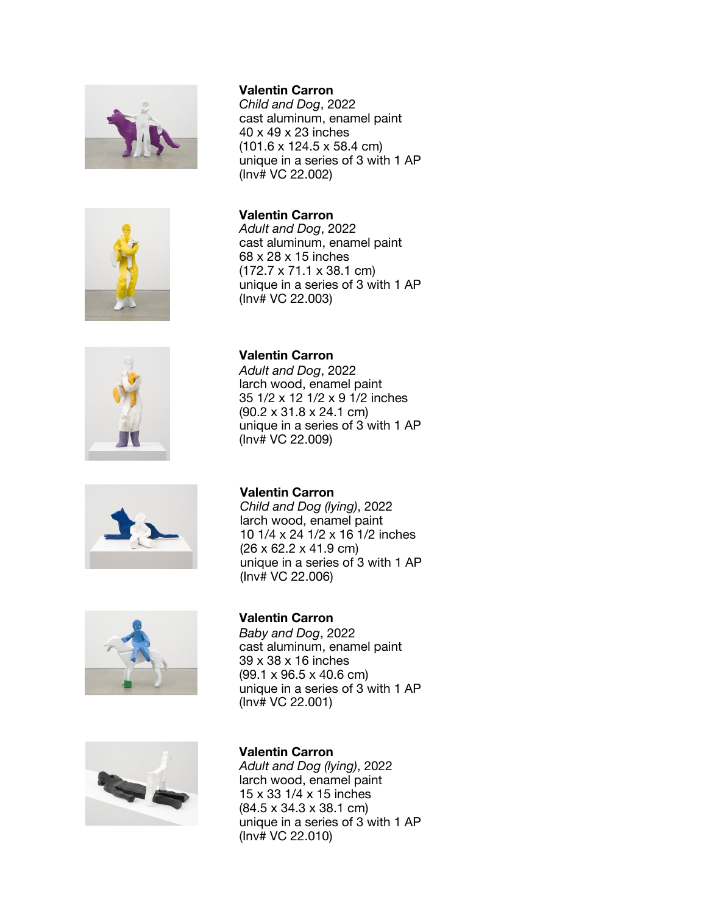**Valentin Carron**
*Child and Dog*, 2022
cast aluminum, enamel paint
40 x 49 x 23 inches
(101.6 x 124.5 x 58.4 cm)
unique in a series of 3 with 1 AP
(Inv# VC 22.002)

**Valentin Carron**
*Adult and Dog*, 2022
cast aluminum, enamel paint
68 x 28 x 15 inches
(172.7 x 71.1 x 38.1 cm)
unique in a series of 3 with 1 AP
(Inv# VC 22.003)

**Valentin Carron**
*Adult and Dog*, 2022
larch wood, enamel paint
35 1/2 x 12 1/2 x 9 1/2 inches
(90.2 x 31.8 x 24.1 cm)
unique in a series of 3 with 1 AP
(Inv# VC 22.009)

**Valentin Carron**
*Child and Dog (lying)*, 2022
larch wood, enamel paint
10 1/4 x 24 1/2 x 16 1/2 inches
(26 x 62.2 x 41.9 cm)
unique in a series of 3 with 1 AP
(Inv# VC 22.006)

**Valentin Carron**
*Baby and Dog*, 2022
cast aluminum, enamel paint
39 x 38 x 16 inches
(99.1 x 96.5 x 40.6 cm)
unique in a series of 3 with 1 AP
(Inv# VC 22.001)

**Valentin Carron**
*Adult and Dog (lying)*, 2022
larch wood, enamel paint
15 x 33 1/4 x 15 inches
(84.5 x 34.3 x 38.1 cm)
unique in a series of 3 with 1 AP
(Inv# VC 22.010)